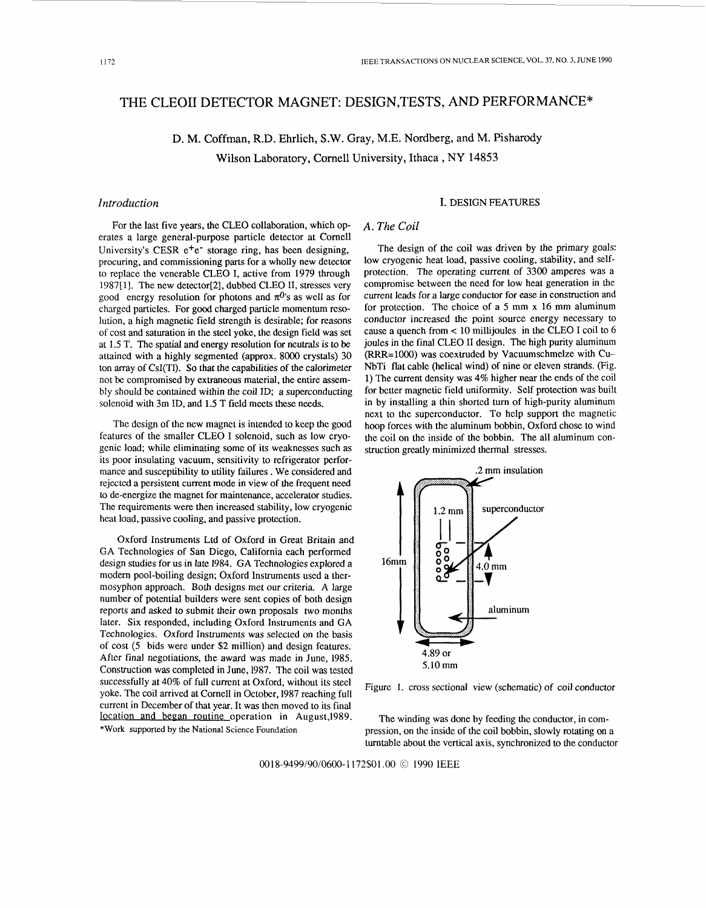# THE CLEOII DETECTOR MAGNET: DESIGN,TESTS, AND PERFORMANCE*

D. M. Coffman, R.D. Ehrlich, S.W. Gray, M.E. Nordberg, and M. Pisharody

Wilson Laboratory, Cornell University, Ithaca , NY 14853

## *Introduction*

For the last five years, the CLEO collaboration, which operates a large general-purpose particle detector at Cornell University's CESR $e^+e^-$ storage ring, has been designing, procuring, and commissioning parts for a wholly new detector to replace the venerable CLEO I, active from 1979 through 1987[1]. The new detector[2], dubbed CLEO II, stresses very good energy resolution for photons and $\pi^0$'s as well as for charged particles. For good charged particle momentum resolution, a high magnetic field strength is desirable; for reasons of cost and saturation in the steel yoke, the design field was set at 1.5 T. The spatial and energy resolution for neutrals is to be attained with a highly segmented (approx. 8000 crystals) 30 ton array of CsI(Tl). So that the capabilities of the calorimeter not be compromised by extraneous material, the entire assembly should be contained within the coil ID; a superconducting solenoid with 3m ID, and 1.5 T field meets these needs.

The design of the new magnet is intended to keep the good features of the smaller CLEO I solenoid, such as low cryogenic load; while eliminating some of its weaknesses such as its poor insulating vacuum, sensitivity to refrigerator performance and susceptibility to utility failures . We considered and rejected a persistent current mode in view of the frequent need to de-energize the magnet for maintenance, accelerator studies. The requirements were then increased stability, low cryogenic heat load, passive cooling, and passive protection.

Oxford Instruments Ltd of Oxford in Great Britain and GA Technologies of San Diego, California each performed design studies for us in late 1984. GA Technologies explored a modern pool-boiling design; Oxford Instruments used a thermosyphon approach. Both designs met our criteria. A large number of potential builders were sent copies of both design reports and asked to submit their own proposals two months later. Six responded, including Oxford Instruments and GA Technologies. Oxford Instruments was selected on the basis of cost (5 bids were under $2 million) and design features. After final negotiations, the award was made in June, 1985. Construction was completed in June, 1987. The coil was tested successfully at 40% of full current at Oxford, without its steel yoke. The coil arrived at Cornell in October, 1987 reaching full current in December of that year. It was then moved to its final location and began routine operation in August,1989.

*Work supported by the National Science Foundation

## I. DESIGN FEATURES

### *A. The Coil*

The design of the coil was driven by the primary goals: low cryogenic heat load, passive cooling, stability, and self-protection. The operating current of 3300 amperes was a compromise between the need for low heat generation in the current leads for a large conductor for ease in construction and for protection. The choice of a 5 mm x 16 mm aluminum conductor increased the point source energy necessary to cause a quench from < 10 millijoules in the CLEO I coil to 6 joules in the final CLEO II design. The high purity aluminum (RRR=1000) was coextruded by Vacuumschmelze with Cu–NbTi flat cable (helical wind) of nine or eleven strands. (Fig. 1) The current density was 4% higher near the ends of the coil for better magnetic field uniformity. Self protection was built in by installing a thin shorted turn of high-purity aluminum next to the superconductor. To help support the magnetic hoop forces with the aluminum bobbin, Oxford chose to wind the coil on the inside of the bobbin. The all aluminum construction greatly minimized thermal stresses.

Figure 1. cross sectional view (schematic) of coil conductor

The winding was done by feeding the conductor, in compression, on the inside of the coil bobbin, slowly rotating on a turntable about the vertical axis, synchronized to the conductor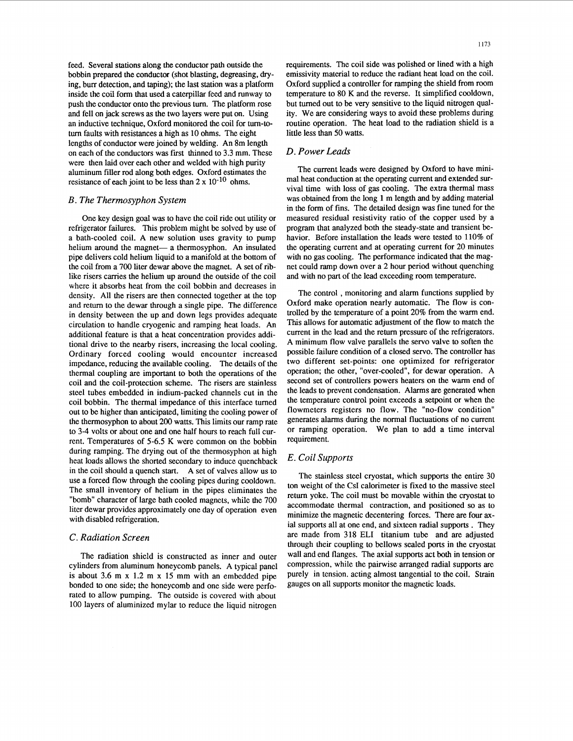feed. Several stations along the conductor path outside the bobbin prepared the conductor (shot blasting, degreasing, drying, burr detection, and taping); the last station was a platform inside the coil form that used a caterpillar feed and runway to push the conductor onto the previous turn. The platform rose and fell on jack screws as the two layers were put on. Using an inductive technique, Oxford monitored the coil for turn-to-turn faults with resistances a high as 10 ohms. The eight lengths of conductor were joined by welding. An 8m length on each of the conductors was first thinned to 3.3 mm. These were then laid over each other and welded with high purity aluminum filler rod along both edges. Oxford estimates the resistance of each joint to be less than $2 \times 10^{-10}$ ohms.

### *B. The Thermosyphon System*

One key design goal was to have the coil ride out utility or refrigerator failures. This problem might be solved by use of a bath-cooled coil. A new solution uses gravity to pump helium around the magnet— a thermosyphon. An insulated pipe delivers cold helium liquid to a manifold at the bottom of the coil from a 700 liter dewar above the magnet. A set of rib-like risers carries the helium up around the outside of the coil where it absorbs heat from the coil bobbin and decreases in density. All the risers are then connected together at the top and return to the dewar through a single pipe. The difference in density between the up and down legs provides adequate circulation to handle cryogenic and ramping heat loads. An additional feature is that a heat concentration provides additional drive to the nearby risers, increasing the local cooling. Ordinary forced cooling would encounter increased impedance, reducing the available cooling. The details of the thermal coupling are important to both the operations of the coil and the coil-protection scheme. The risers are stainless steel tubes embedded in indium-packed channels cut in the coil bobbin. The thermal impedance of this interface turned out to be higher than anticipated, limiting the cooling power of the thermosyphon to about 200 watts. This limits our ramp rate to 3-4 volts or about one and one half hours to reach full current. Temperatures of 5-6.5 K were common on the bobbin during ramping. The drying out of the thermosyphon at high heat loads allows the shorted secondary to induce quenchback in the coil should a quench start. A set of valves allow us to use a forced flow through the cooling pipes during cooldown. The small inventory of helium in the pipes eliminates the "bomb" character of large bath cooled magnets, while the 700 liter dewar provides approximately one day of operation even with disabled refrigeration.

### *C. Radiation Screen*

The radiation shield is constructed as inner and outer cylinders from aluminum honeycomb panels. A typical panel is about 3.6 m x 1.2 m x 15 mm with an embedded pipe bonded to one side; the honeycomb and one side were perforated to allow pumping. The outside is covered with about 100 layers of aluminized mylar to reduce the liquid nitrogen requirements. The coil side was polished or lined with a high emissivity material to reduce the radiant heat load on the coil. Oxford supplied a controller for ramping the shield from room temperature to 80 K and the reverse. It simplified cooldown, but turned out to be very sensitive to the liquid nitrogen quality. We are considering ways to avoid these problems during routine operation. The heat load to the radiation shield is a little less than 50 watts.

### *D. Power Leads*

The current leads were designed by Oxford to have minimal heat conduction at the operating current and extended survival time with loss of gas cooling. The extra thermal mass was obtained from the long 1 m length and by adding material in the form of fins. The detailed design was fine tuned for the measured residual resistivity ratio of the copper used by a program that analyzed both the steady-state and transient behavior. Before installation the leads were tested to 110% of the operating current and at operating current for 20 minutes with no gas cooling. The performance indicated that the magnet could ramp down over a 2 hour period without quenching and with no part of the lead exceeding room temperature.

The control , monitoring and alarm functions supplied by Oxford make operation nearly automatic. The flow is controlled by the temperature of a point 20% from the warm end. This allows for automatic adjustment of the flow to match the current in the lead and the return pressure of the refrigerators. A minimum flow valve parallels the servo valve to soften the possible failure condition of a closed servo. The controller has two different set-points: one optimized for refrigerator operation; the other, "over-cooled", for dewar operation. A second set of controllers powers heaters on the warm end of the leads to prevent condensation. Alarms are generated when the temperature control point exceeds a setpoint or when the flowmeters registers no flow. The "no-flow condition" generates alarms during the normal fluctuations of no current or ramping operation. We plan to add a time interval requirement.

### *E. Coil Supports*

The stainless steel cryostat, which supports the entire 30 ton weight of the CsI calorimeter is fixed to the massive steel return yoke. The coil must be movable within the cryostat to accommodate thermal contraction, and positioned so as to minimize the magnetic decentering forces. There are four axial supports all at one end, and sixteen radial supports . They are made from 318 ELI titanium tube and are adjusted through their coupling to bellows sealed ports in the cryostat wall and end flanges. The axial supports act both in tension or compression, while the pairwise arranged radial supports are purely in tension. acting almost tangential to the coil. Strain gauges on all supports monitor the magnetic loads.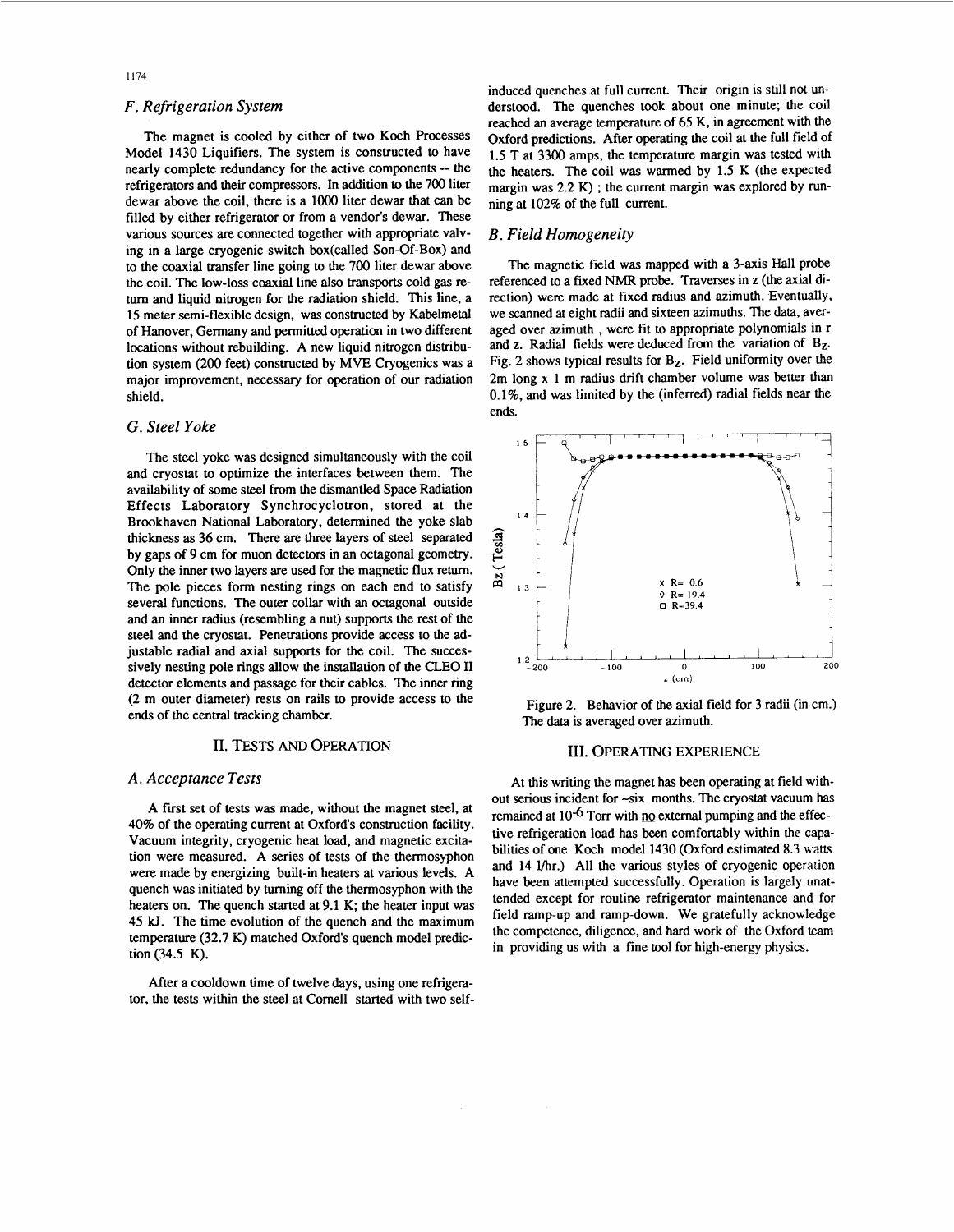### F. Refrigeration System

The magnet is cooled by either of two Koch Processes Model 1430 Liquifiers. The system is constructed to have nearly complete redundancy for the active components -- the refrigerators and their compressors. In addition to the 700 liter dewar above the coil, there is a 1000 liter dewar that can be filled by either refrigerator or from a vendor's dewar. These various sources are connected together with appropriate valving in a large cryogenic switch box(called Son-Of-Box) and to the coaxial transfer line going to the 700 liter dewar above the coil. The low-loss coaxial line also transports cold gas return and liquid nitrogen for the radiation shield. This line, a 15 meter semi-flexible design, was constructed by Kabelmetal of Hanover, Germany and permitted operation in two different locations without rebuilding. A new liquid nitrogen distribution system (200 feet) constructed by MVE Cryogenics was a major improvement, necessary for operation of our radiation shield.

### G. Steel Yoke

The steel yoke was designed simultaneously with the coil and cryostat to optimize the interfaces between them. The availability of some steel from the dismantled Space Radiation Effects Laboratory Synchrocyclotron, stored at the Brookhaven National Laboratory, determined the yoke slab thickness as 36 cm. There are three layers of steel separated by gaps of 9 cm for muon detectors in an octagonal geometry. Only the inner two layers are used for the magnetic flux return. The pole pieces form nesting rings on each end to satisfy several functions. The outer collar with an octagonal outside and an inner radius (resembling a nut) supports the rest of the steel and the cryostat. Penetrations provide access to the adjustable radial and axial supports for the coil. The successively nesting pole rings allow the installation of the CLEO II detector elements and passage for their cables. The inner ring (2 m outer diameter) rests on rails to provide access to the ends of the central tracking chamber.

## II. TESTS AND OPERATION

### A. Acceptance Tests

A first set of tests was made, without the magnet steel, at 40% of the operating current at Oxford's construction facility. Vacuum integrity, cryogenic heat load, and magnetic excitation were measured. A series of tests of the thermosyphon were made by energizing built-in heaters at various levels. A quench was initiated by turning off the thermosyphon with the heaters on. The quench started at 9.1 K; the heater input was 45 kJ. The time evolution of the quench and the maximum temperature (32.7 K) matched Oxford's quench model prediction (34.5 K).

After a cooldown time of twelve days, using one refrigerator, the tests within the steel at Cornell started with two self-induced quenches at full current. Their origin is still not understood. The quenches took about one minute; the coil reached an average temperature of 65 K, in agreement with the Oxford predictions. After operating the coil at the full field of 1.5 T at 3300 amps, the temperature margin was tested with the heaters. The coil was warmed by 1.5 K (the expected margin was 2.2 K) ; the current margin was explored by running at 102% of the full current.

### B. Field Homogeneity

The magnetic field was mapped with a 3-axis Hall probe referenced to a fixed NMR probe. Traverses in z (the axial direction) were made at fixed radius and azimuth. Eventually, we scanned at eight radii and sixteen azimuths. The data, averaged over azimuth , were fit to appropriate polynomials in r and z. Radial fields were deduced from the variation of $B_Z$. Fig. 2 shows typical results for $B_Z$. Field uniformity over the 2m long x 1 m radius drift chamber volume was better than 0.1%, and was limited by the (inferred) radial fields near the ends.

Figure 2. Behavior of the axial field for 3 radii (in cm.) The data is averaged over azimuth.

## III. OPERATING EXPERIENCE

At this writing the magnet has been operating at field without serious incident for ~six months. The cryostat vacuum has remained at $10^{-6}$ Torr with no external pumping and the effective refrigeration load has been comfortably within the capabilities of one Koch model 1430 (Oxford estimated 8.3 watts and 14 l/hr.) All the various styles of cryogenic operation have been attempted successfully. Operation is largely unattended except for routine refrigerator maintenance and for field ramp-up and ramp-down. We gratefully acknowledge the competence, diligence, and hard work of the Oxford team in providing us with a fine tool for high-energy physics.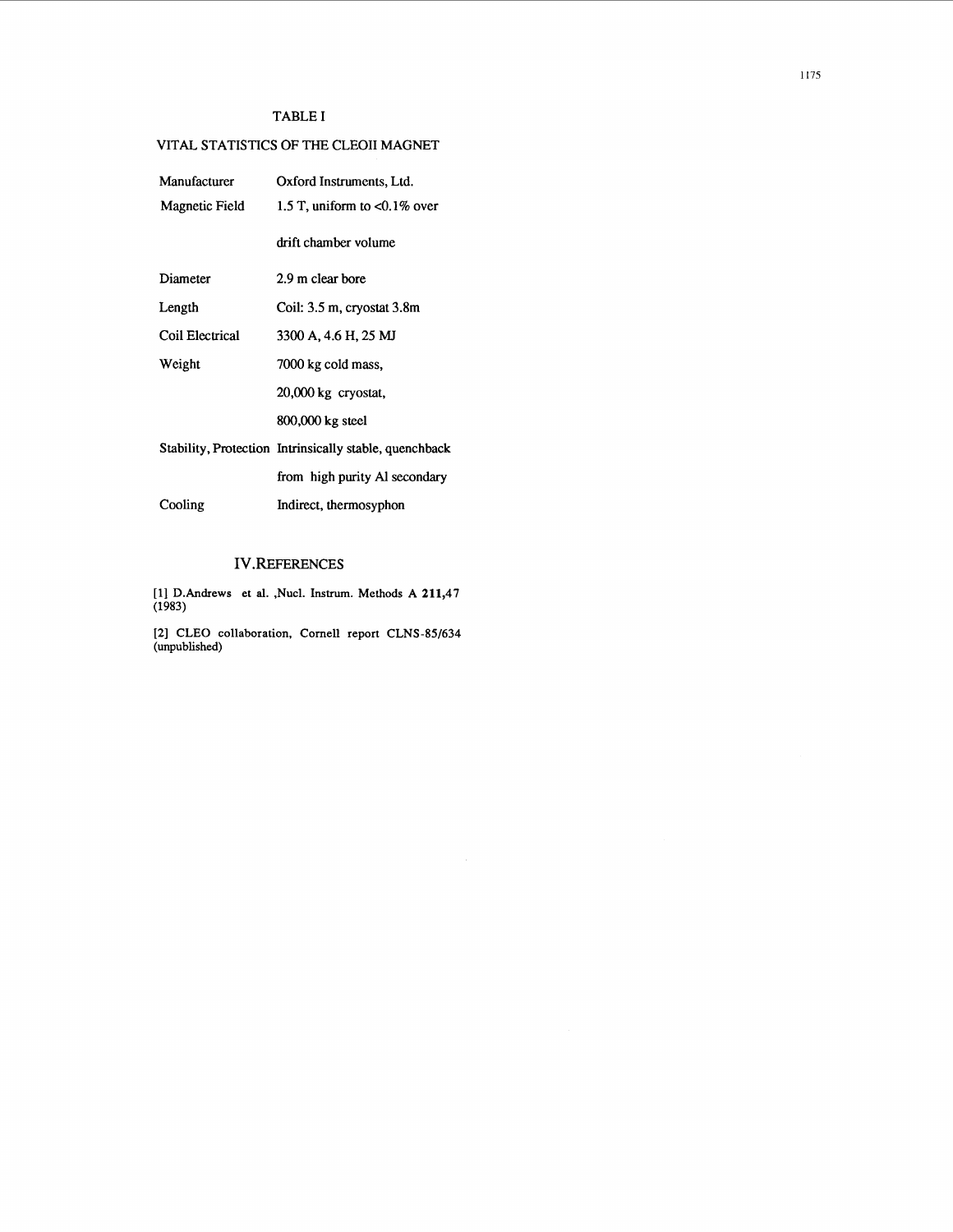TABLE I

VITAL STATISTICS OF THE CLEOII MAGNET

| | |
|---|---|
| Manufacturer | Oxford Instruments, Ltd. |
| Magnetic Field | 1.5 T, uniform to <0.1% over drift chamber volume |
| Diameter | 2.9 m clear bore |
| Length | Coil: 3.5 m, cryostat 3.8m |
| Coil Electrical | 3300 A, 4.6 H, 25 MJ |
| Weight | 7000 kg cold mass, 20,000 kg cryostat, 800,000 kg steel |
| Stability, Protection | Intrinsically stable, quenchback from high purity Al secondary |
| Cooling | Indirect, thermosyphon |

## IV. REFERENCES

[1] D.Andrews et al. ,Nucl. Instrum. Methods A **211**,47 (1983)

[2] CLEO collaboration, Cornell report CLNS-85/634 (unpublished)